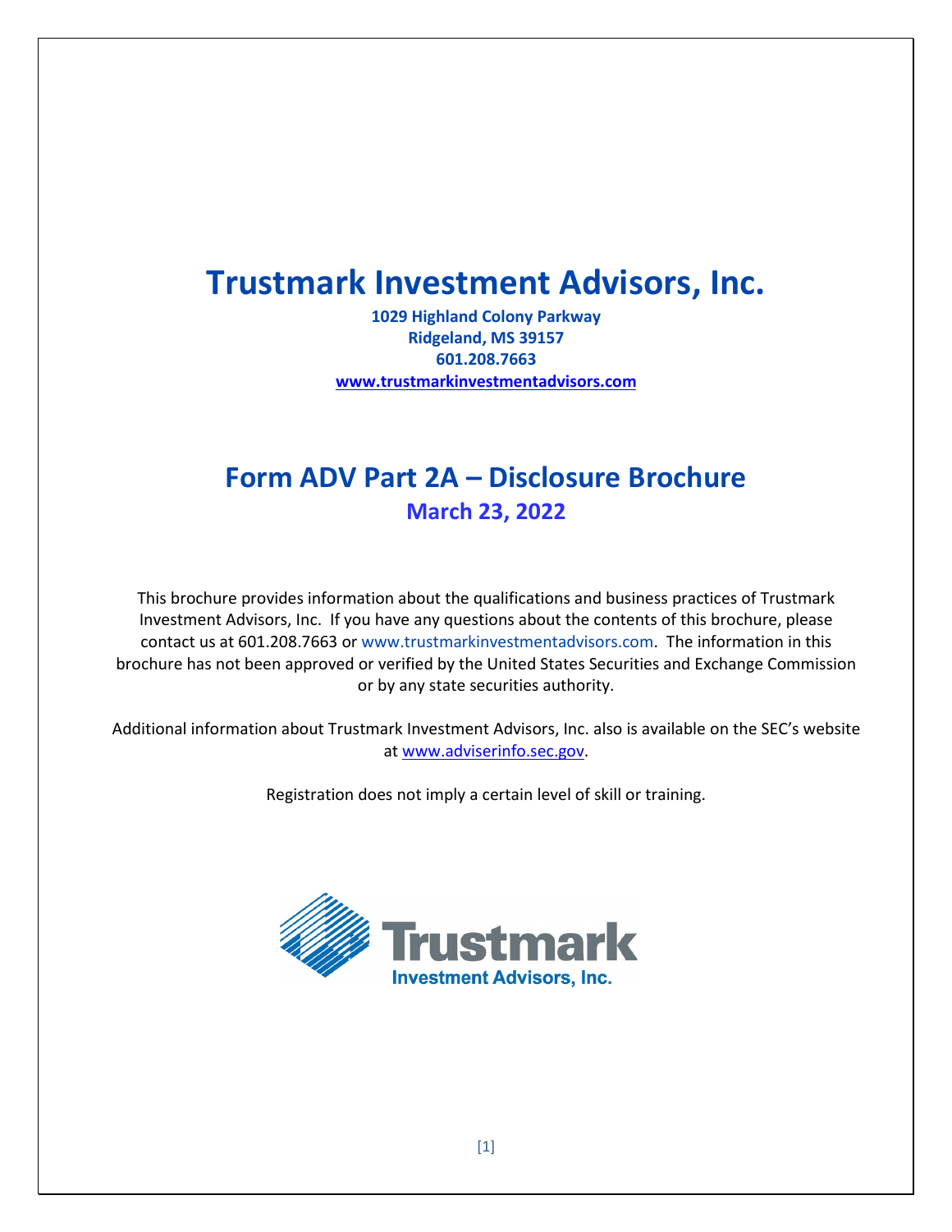# Trustmark Investment Advisors, Inc.

**1029 Highland Colony Parkway**
**Ridgeland, MS 39157**
**601.208.7663**
**[www.trustmarkinvestmentadvisors.com](http://www.trustmarkinvestmentadvisors.com)**

## Form ADV Part 2A – Disclosure Brochure

### March 23, 2022

This brochure provides information about the qualifications and business practices of Trustmark Investment Advisors, Inc. If you have any questions about the contents of this brochure, please contact us at 601.208.7663 or www.trustmarkinvestmentadvisors.com. The information in this brochure has not been approved or verified by the United States Securities and Exchange Commission or by any state securities authority.

Additional information about Trustmark Investment Advisors, Inc. also is available on the SEC's website at [www.adviserinfo.sec.gov](http://www.adviserinfo.sec.gov).

Registration does not imply a certain level of skill or training.

Trustmark
Investment Advisors, Inc.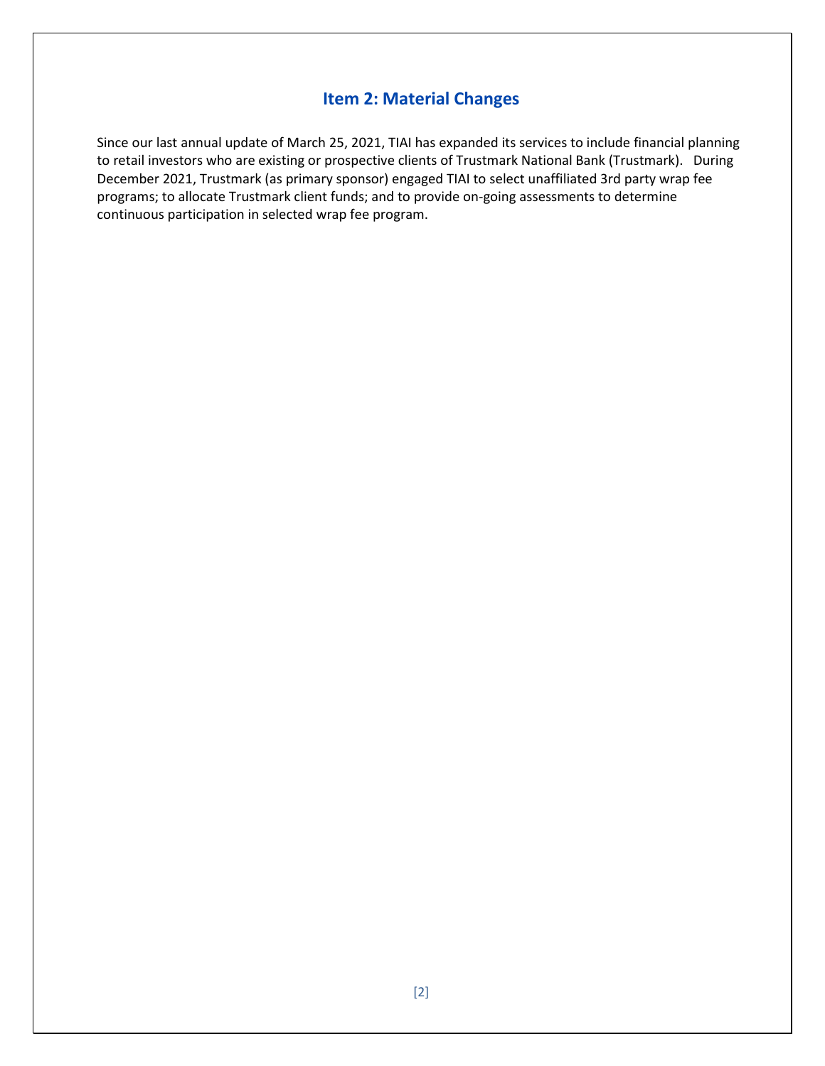## Item 2: Material Changes

Since our last annual update of March 25, 2021, TIAI has expanded its services to include financial planning to retail investors who are existing or prospective clients of Trustmark National Bank (Trustmark). During December 2021, Trustmark (as primary sponsor) engaged TIAI to select unaffiliated 3rd party wrap fee programs; to allocate Trustmark client funds; and to provide on-going assessments to determine continuous participation in selected wrap fee program.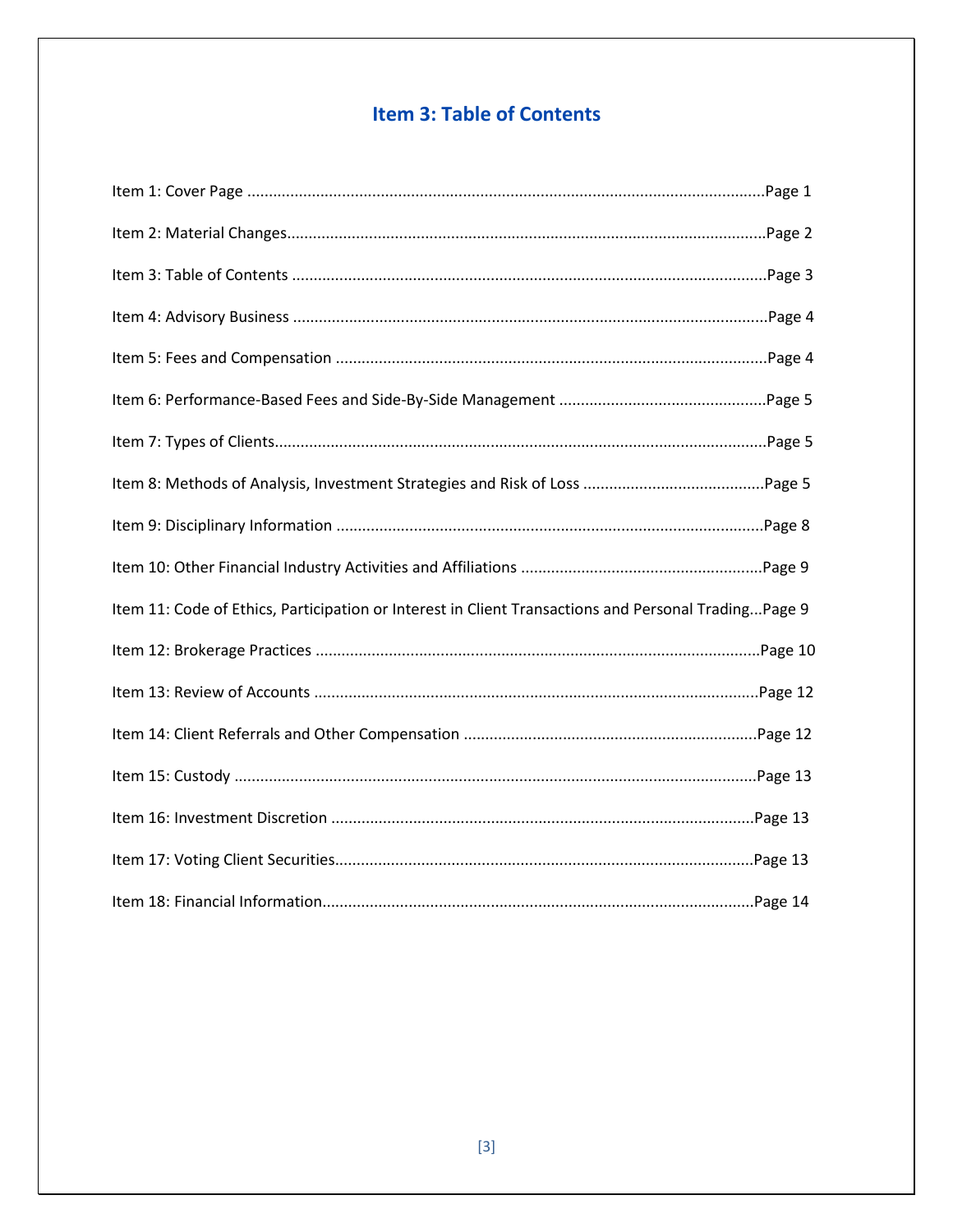## Item 3: Table of Contents

Item 1: Cover Page ........................................................................................................................Page 1

Item 2: Material Changes...............................................................................................................Page 2

Item 3: Table of Contents ...............................................................................................................Page 3

Item 4: Advisory Business ..............................................................................................................Page 4

Item 5: Fees and Compensation ....................................................................................................Page 4

Item 6: Performance-Based Fees and Side-By-Side Management ................................................Page 5

Item 7: Types of Clients..................................................................................................................Page 5

Item 8: Methods of Analysis, Investment Strategies and Risk of Loss ..........................................Page 5

Item 9: Disciplinary Information ....................................................................................................Page 8

Item 10: Other Financial Industry Activities and Affiliations ........................................................Page 9

Item 11: Code of Ethics, Participation or Interest in Client Transactions and Personal Trading...Page 9

Item 12: Brokerage Practices .......................................................................................................Page 10

Item 13: Review of Accounts ......................................................................................................Page 12

Item 14: Client Referrals and Other Compensation ....................................................................Page 12

Item 15: Custody .........................................................................................................................Page 13

Item 16: Investment Discretion ..................................................................................................Page 13

Item 17: Voting Client Securities.................................................................................................Page 13

Item 18: Financial Information....................................................................................................Page 14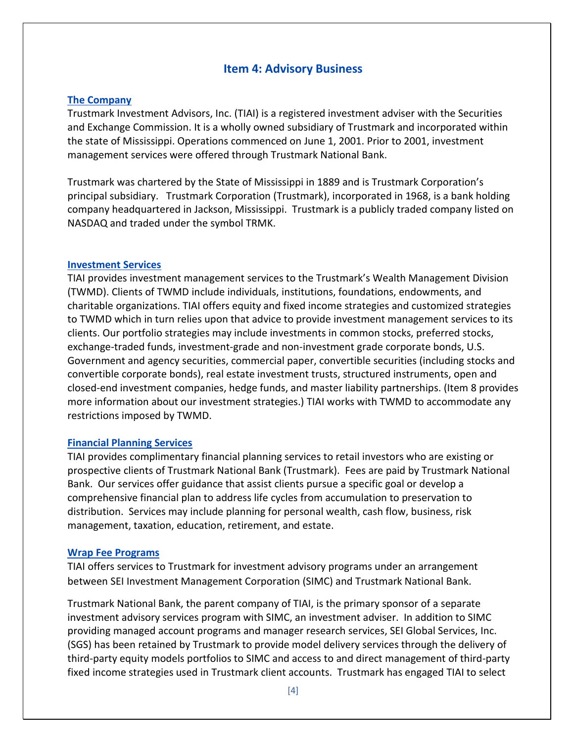# Item 4: Advisory Business

## The Company

Trustmark Investment Advisors, Inc. (TIAI) is a registered investment adviser with the Securities and Exchange Commission. It is a wholly owned subsidiary of Trustmark and incorporated within the state of Mississippi. Operations commenced on June 1, 2001. Prior to 2001, investment management services were offered through Trustmark National Bank.

Trustmark was chartered by the State of Mississippi in 1889 and is Trustmark Corporation's principal subsidiary. Trustmark Corporation (Trustmark), incorporated in 1968, is a bank holding company headquartered in Jackson, Mississippi. Trustmark is a publicly traded company listed on NASDAQ and traded under the symbol TRMK.

## Investment Services

TIAI provides investment management services to the Trustmark's Wealth Management Division (TWMD). Clients of TWMD include individuals, institutions, foundations, endowments, and charitable organizations. TIAI offers equity and fixed income strategies and customized strategies to TWMD which in turn relies upon that advice to provide investment management services to its clients. Our portfolio strategies may include investments in common stocks, preferred stocks, exchange-traded funds, investment-grade and non-investment grade corporate bonds, U.S. Government and agency securities, commercial paper, convertible securities (including stocks and convertible corporate bonds), real estate investment trusts, structured instruments, open and closed-end investment companies, hedge funds, and master liability partnerships. (Item 8 provides more information about our investment strategies.) TIAI works with TWMD to accommodate any restrictions imposed by TWMD.

## Financial Planning Services

TIAI provides complimentary financial planning services to retail investors who are existing or prospective clients of Trustmark National Bank (Trustmark). Fees are paid by Trustmark National Bank. Our services offer guidance that assist clients pursue a specific goal or develop a comprehensive financial plan to address life cycles from accumulation to preservation to distribution. Services may include planning for personal wealth, cash flow, business, risk management, taxation, education, retirement, and estate.

## Wrap Fee Programs

TIAI offers services to Trustmark for investment advisory programs under an arrangement between SEI Investment Management Corporation (SIMC) and Trustmark National Bank.

Trustmark National Bank, the parent company of TIAI, is the primary sponsor of a separate investment advisory services program with SIMC, an investment adviser. In addition to SIMC providing managed account programs and manager research services, SEI Global Services, Inc. (SGS) has been retained by Trustmark to provide model delivery services through the delivery of third-party equity models portfolios to SIMC and access to and direct management of third-party fixed income strategies used in Trustmark client accounts. Trustmark has engaged TIAI to select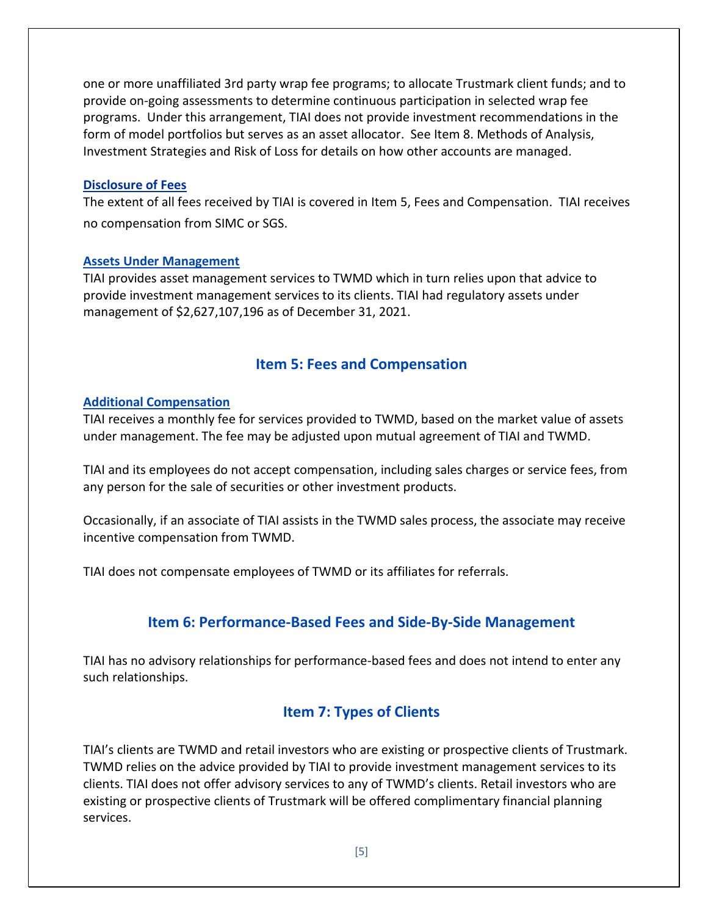one or more unaffiliated 3rd party wrap fee programs; to allocate Trustmark client funds; and to provide on-going assessments to determine continuous participation in selected wrap fee programs. Under this arrangement, TIAI does not provide investment recommendations in the form of model portfolios but serves as an asset allocator. See Item 8. Methods of Analysis, Investment Strategies and Risk of Loss for details on how other accounts are managed.

### Disclosure of Fees

The extent of all fees received by TIAI is covered in Item 5, Fees and Compensation. TIAI receives no compensation from SIMC or SGS.

### Assets Under Management

TIAI provides asset management services to TWMD which in turn relies upon that advice to provide investment management services to its clients. TIAI had regulatory assets under management of $2,627,107,196 as of December 31, 2021.

## Item 5: Fees and Compensation

### Additional Compensation

TIAI receives a monthly fee for services provided to TWMD, based on the market value of assets under management. The fee may be adjusted upon mutual agreement of TIAI and TWMD.

TIAI and its employees do not accept compensation, including sales charges or service fees, from any person for the sale of securities or other investment products.

Occasionally, if an associate of TIAI assists in the TWMD sales process, the associate may receive incentive compensation from TWMD.

TIAI does not compensate employees of TWMD or its affiliates for referrals.

## Item 6: Performance-Based Fees and Side-By-Side Management

TIAI has no advisory relationships for performance-based fees and does not intend to enter any such relationships.

## Item 7: Types of Clients

TIAI's clients are TWMD and retail investors who are existing or prospective clients of Trustmark. TWMD relies on the advice provided by TIAI to provide investment management services to its clients. TIAI does not offer advisory services to any of TWMD's clients. Retail investors who are existing or prospective clients of Trustmark will be offered complimentary financial planning services.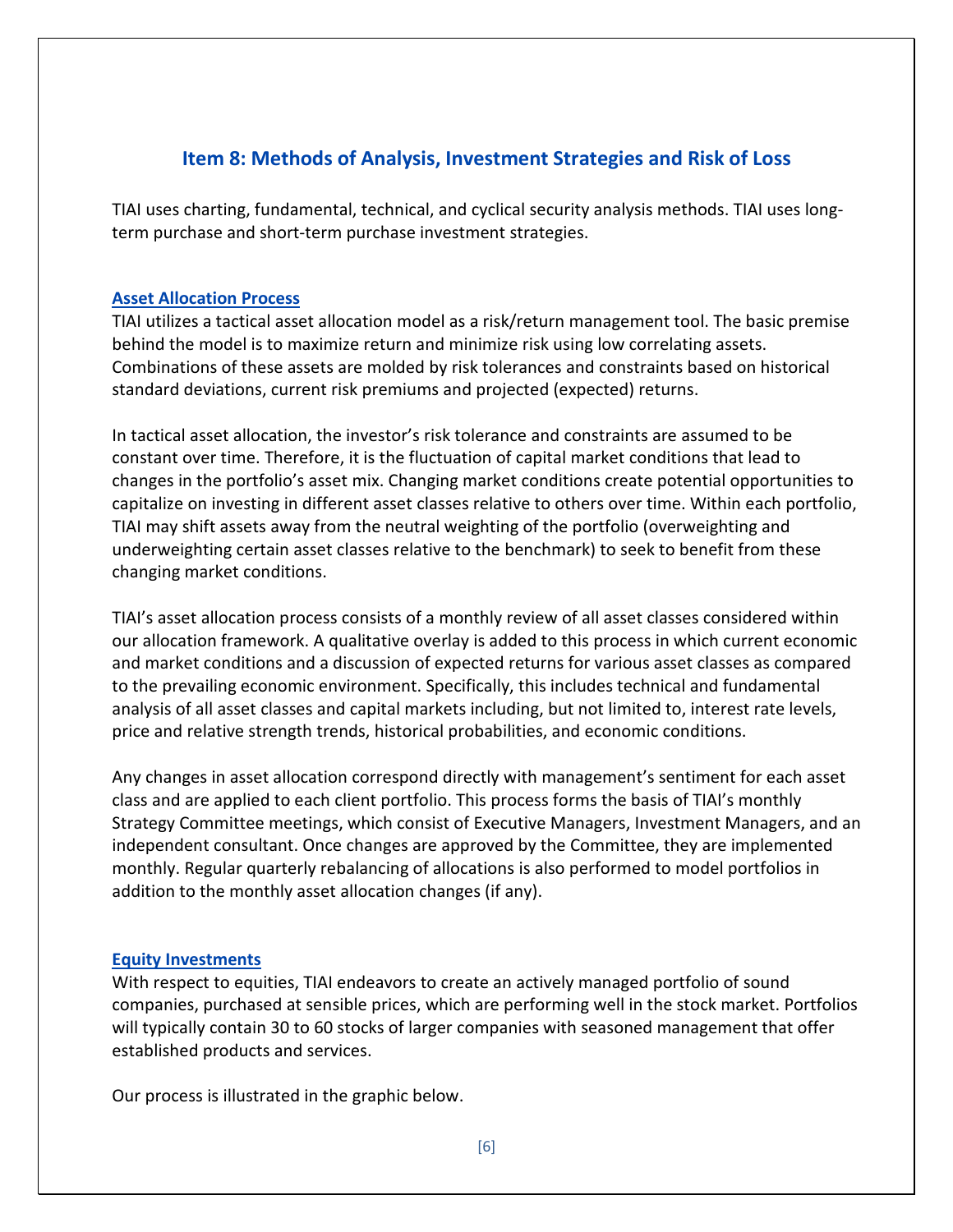## Item 8: Methods of Analysis, Investment Strategies and Risk of Loss

TIAI uses charting, fundamental, technical, and cyclical security analysis methods. TIAI uses long-term purchase and short-term purchase investment strategies.

### Asset Allocation Process

TIAI utilizes a tactical asset allocation model as a risk/return management tool. The basic premise behind the model is to maximize return and minimize risk using low correlating assets. Combinations of these assets are molded by risk tolerances and constraints based on historical standard deviations, current risk premiums and projected (expected) returns.

In tactical asset allocation, the investor's risk tolerance and constraints are assumed to be constant over time. Therefore, it is the fluctuation of capital market conditions that lead to changes in the portfolio's asset mix. Changing market conditions create potential opportunities to capitalize on investing in different asset classes relative to others over time. Within each portfolio, TIAI may shift assets away from the neutral weighting of the portfolio (overweighting and underweighting certain asset classes relative to the benchmark) to seek to benefit from these changing market conditions.

TIAI's asset allocation process consists of a monthly review of all asset classes considered within our allocation framework. A qualitative overlay is added to this process in which current economic and market conditions and a discussion of expected returns for various asset classes as compared to the prevailing economic environment. Specifically, this includes technical and fundamental analysis of all asset classes and capital markets including, but not limited to, interest rate levels, price and relative strength trends, historical probabilities, and economic conditions.

Any changes in asset allocation correspond directly with management's sentiment for each asset class and are applied to each client portfolio. This process forms the basis of TIAI's monthly Strategy Committee meetings, which consist of Executive Managers, Investment Managers, and an independent consultant. Once changes are approved by the Committee, they are implemented monthly. Regular quarterly rebalancing of allocations is also performed to model portfolios in addition to the monthly asset allocation changes (if any).

### Equity Investments

With respect to equities, TIAI endeavors to create an actively managed portfolio of sound companies, purchased at sensible prices, which are performing well in the stock market. Portfolios will typically contain 30 to 60 stocks of larger companies with seasoned management that offer established products and services.

Our process is illustrated in the graphic below.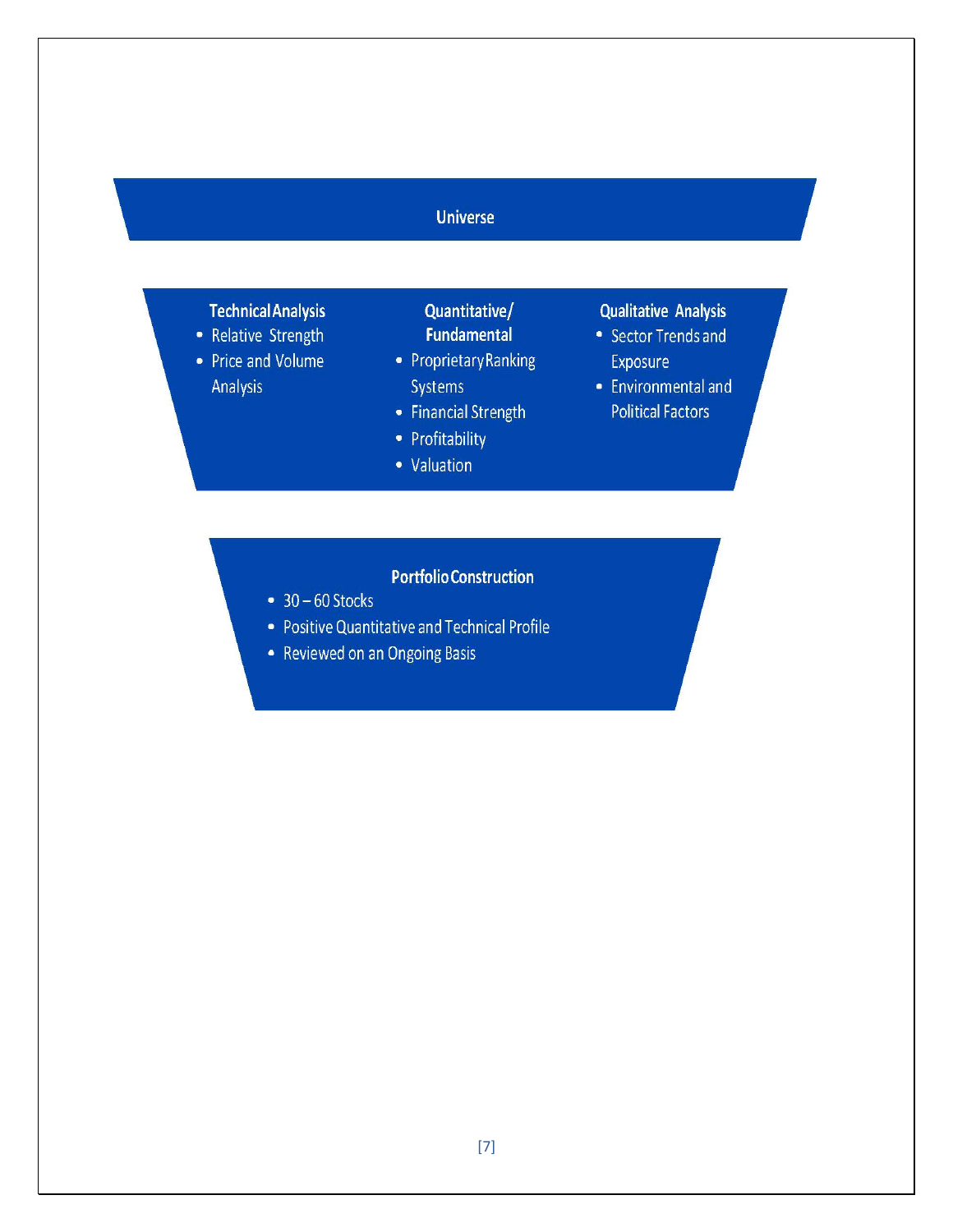**Universe**

**Technical Analysis**
- Relative Strength
- Price and Volume Analysis

**Quantitative/ Fundamental**
- Proprietary Ranking Systems
- Financial Strength
- Profitability
- Valuation

**Qualitative Analysis**
- Sector Trends and Exposure
- Environmental and Political Factors

**Portfolio Construction**
- 30 – 60 Stocks
- Positive Quantitative and Technical Profile
- Reviewed on an Ongoing Basis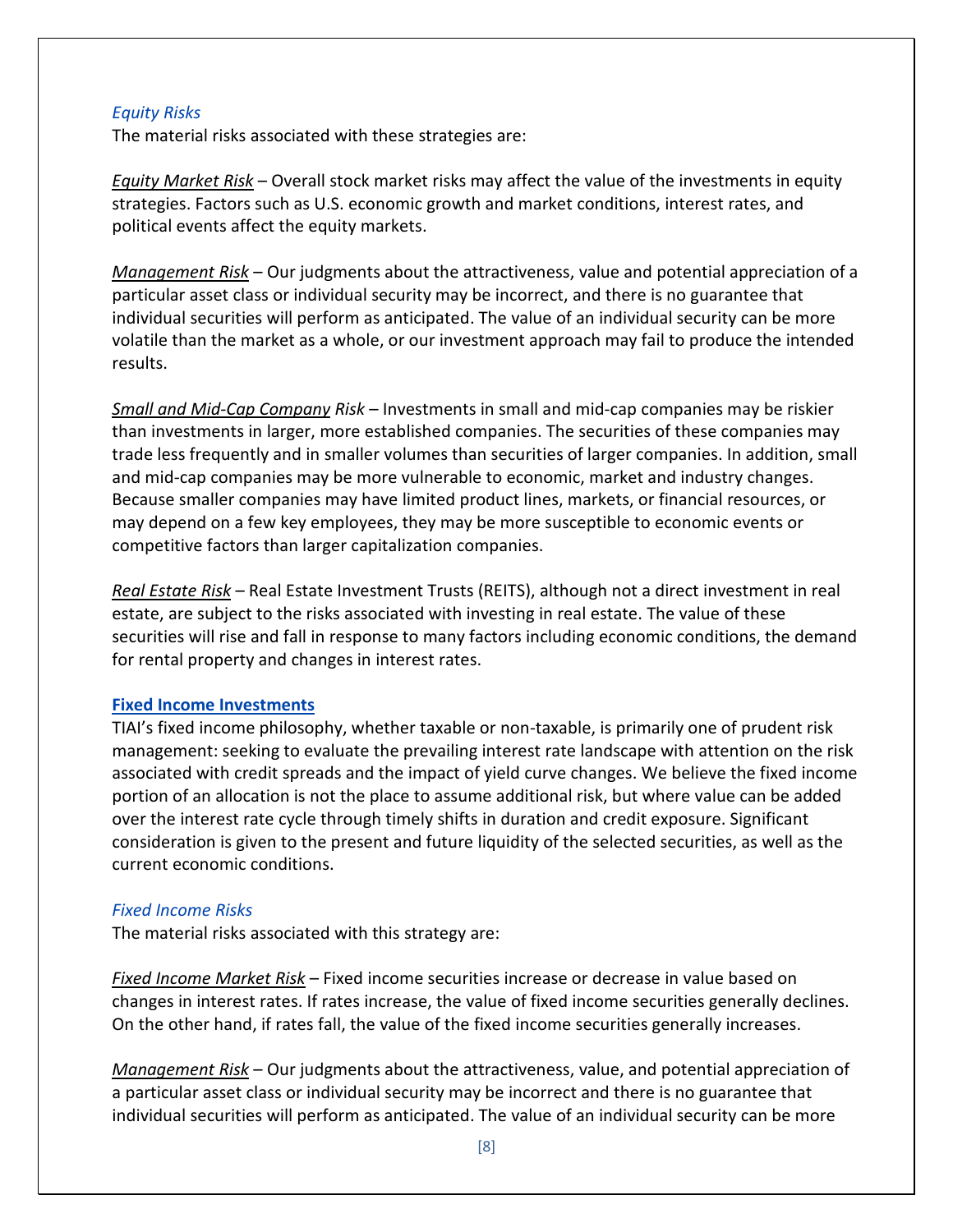### *Equity Risks*

The material risks associated with these strategies are:

*Equity Market Risk* – Overall stock market risks may affect the value of the investments in equity strategies. Factors such as U.S. economic growth and market conditions, interest rates, and political events affect the equity markets.

*Management Risk* – Our judgments about the attractiveness, value and potential appreciation of a particular asset class or individual security may be incorrect, and there is no guarantee that individual securities will perform as anticipated. The value of an individual security can be more volatile than the market as a whole, or our investment approach may fail to produce the intended results.

*Small and Mid-Cap Company Risk* – Investments in small and mid-cap companies may be riskier than investments in larger, more established companies. The securities of these companies may trade less frequently and in smaller volumes than securities of larger companies. In addition, small and mid-cap companies may be more vulnerable to economic, market and industry changes. Because smaller companies may have limited product lines, markets, or financial resources, or may depend on a few key employees, they may be more susceptible to economic events or competitive factors than larger capitalization companies.

*Real Estate Risk* – Real Estate Investment Trusts (REITS), although not a direct investment in real estate, are subject to the risks associated with investing in real estate. The value of these securities will rise and fall in response to many factors including economic conditions, the demand for rental property and changes in interest rates.

## **Fixed Income Investments**

TIAI's fixed income philosophy, whether taxable or non-taxable, is primarily one of prudent risk management: seeking to evaluate the prevailing interest rate landscape with attention on the risk associated with credit spreads and the impact of yield curve changes. We believe the fixed income portion of an allocation is not the place to assume additional risk, but where value can be added over the interest rate cycle through timely shifts in duration and credit exposure. Significant consideration is given to the present and future liquidity of the selected securities, as well as the current economic conditions.

### *Fixed Income Risks*

The material risks associated with this strategy are:

*Fixed Income Market Risk* – Fixed income securities increase or decrease in value based on changes in interest rates. If rates increase, the value of fixed income securities generally declines. On the other hand, if rates fall, the value of the fixed income securities generally increases.

*Management Risk* – Our judgments about the attractiveness, value, and potential appreciation of a particular asset class or individual security may be incorrect and there is no guarantee that individual securities will perform as anticipated. The value of an individual security can be more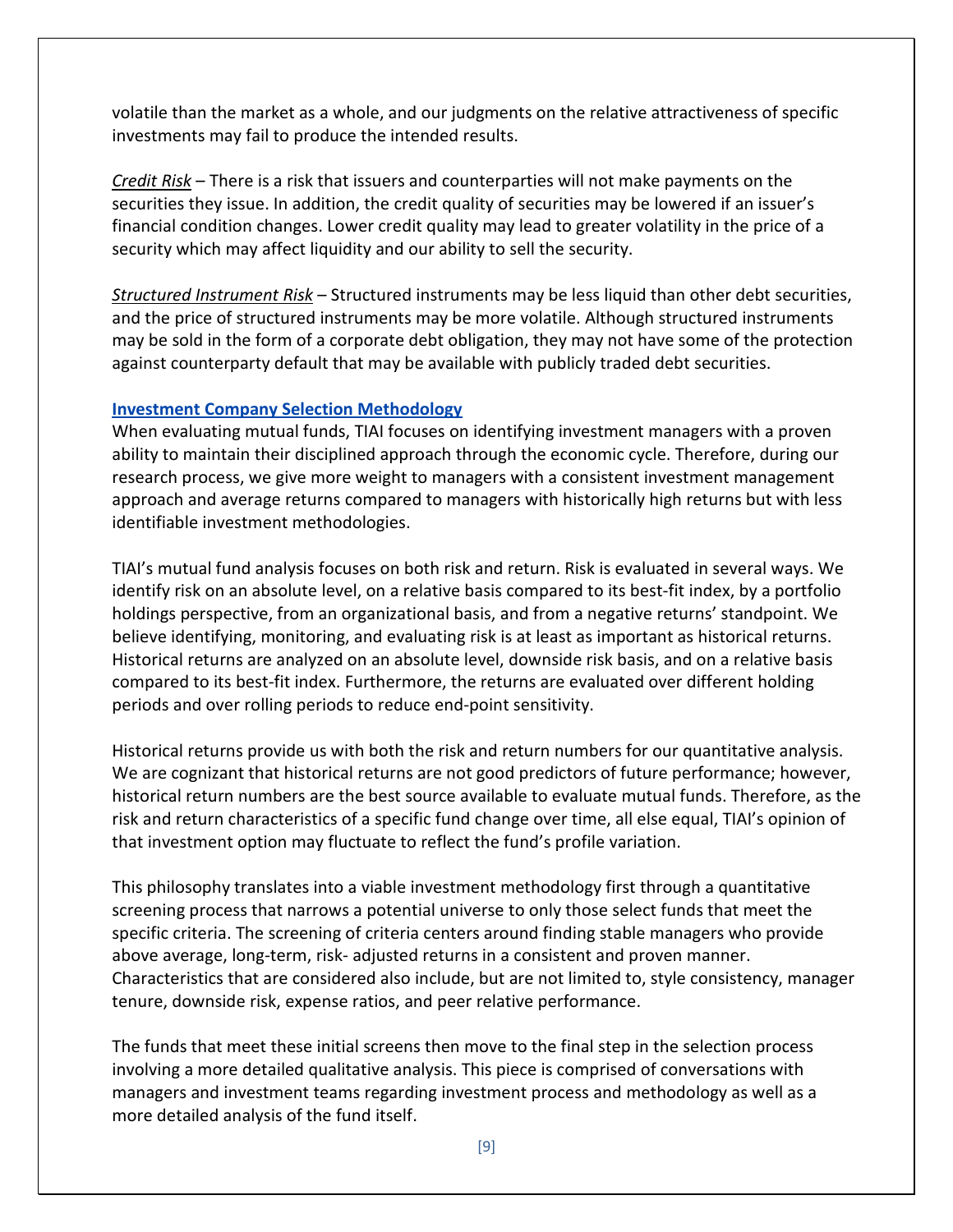volatile than the market as a whole, and our judgments on the relative attractiveness of specific investments may fail to produce the intended results.

*Credit Risk* – There is a risk that issuers and counterparties will not make payments on the securities they issue. In addition, the credit quality of securities may be lowered if an issuer's financial condition changes. Lower credit quality may lead to greater volatility in the price of a security which may affect liquidity and our ability to sell the security.

*Structured Instrument Risk* – Structured instruments may be less liquid than other debt securities, and the price of structured instruments may be more volatile. Although structured instruments may be sold in the form of a corporate debt obligation, they may not have some of the protection against counterparty default that may be available with publicly traded debt securities.

**Investment Company Selection Methodology**

When evaluating mutual funds, TIAI focuses on identifying investment managers with a proven ability to maintain their disciplined approach through the economic cycle. Therefore, during our research process, we give more weight to managers with a consistent investment management approach and average returns compared to managers with historically high returns but with less identifiable investment methodologies.

TIAI's mutual fund analysis focuses on both risk and return. Risk is evaluated in several ways. We identify risk on an absolute level, on a relative basis compared to its best-fit index, by a portfolio holdings perspective, from an organizational basis, and from a negative returns' standpoint. We believe identifying, monitoring, and evaluating risk is at least as important as historical returns. Historical returns are analyzed on an absolute level, downside risk basis, and on a relative basis compared to its best-fit index. Furthermore, the returns are evaluated over different holding periods and over rolling periods to reduce end-point sensitivity.

Historical returns provide us with both the risk and return numbers for our quantitative analysis. We are cognizant that historical returns are not good predictors of future performance; however, historical return numbers are the best source available to evaluate mutual funds. Therefore, as the risk and return characteristics of a specific fund change over time, all else equal, TIAI's opinion of that investment option may fluctuate to reflect the fund's profile variation.

This philosophy translates into a viable investment methodology first through a quantitative screening process that narrows a potential universe to only those select funds that meet the specific criteria. The screening of criteria centers around finding stable managers who provide above average, long-term, risk- adjusted returns in a consistent and proven manner. Characteristics that are considered also include, but are not limited to, style consistency, manager tenure, downside risk, expense ratios, and peer relative performance.

The funds that meet these initial screens then move to the final step in the selection process involving a more detailed qualitative analysis. This piece is comprised of conversations with managers and investment teams regarding investment process and methodology as well as a more detailed analysis of the fund itself.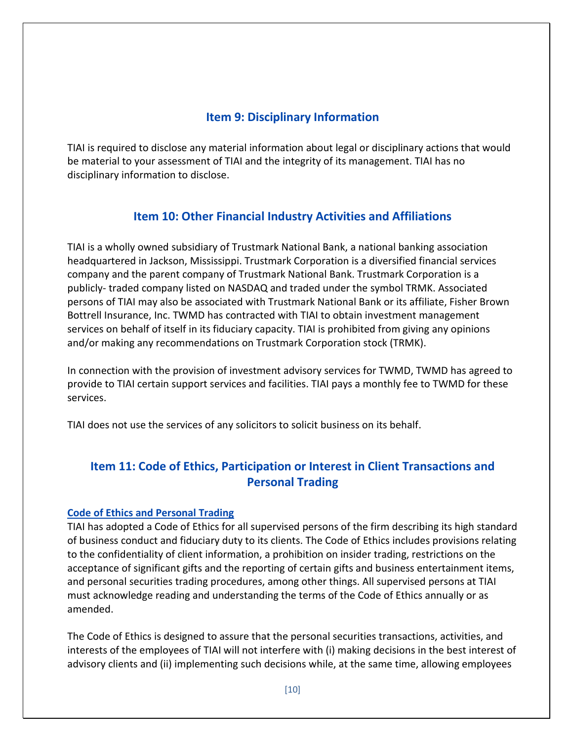## Item 9: Disciplinary Information

TIAI is required to disclose any material information about legal or disciplinary actions that would be material to your assessment of TIAI and the integrity of its management. TIAI has no disciplinary information to disclose.

## Item 10: Other Financial Industry Activities and Affiliations

TIAI is a wholly owned subsidiary of Trustmark National Bank, a national banking association headquartered in Jackson, Mississippi. Trustmark Corporation is a diversified financial services company and the parent company of Trustmark National Bank. Trustmark Corporation is a publicly- traded company listed on NASDAQ and traded under the symbol TRMK. Associated persons of TIAI may also be associated with Trustmark National Bank or its affiliate, Fisher Brown Bottrell Insurance, Inc. TWMD has contracted with TIAI to obtain investment management services on behalf of itself in its fiduciary capacity. TIAI is prohibited from giving any opinions and/or making any recommendations on Trustmark Corporation stock (TRMK).

In connection with the provision of investment advisory services for TWMD, TWMD has agreed to provide to TIAI certain support services and facilities. TIAI pays a monthly fee to TWMD for these services.

TIAI does not use the services of any solicitors to solicit business on its behalf.

## Item 11: Code of Ethics, Participation or Interest in Client Transactions and Personal Trading

### Code of Ethics and Personal Trading

TIAI has adopted a Code of Ethics for all supervised persons of the firm describing its high standard of business conduct and fiduciary duty to its clients. The Code of Ethics includes provisions relating to the confidentiality of client information, a prohibition on insider trading, restrictions on the acceptance of significant gifts and the reporting of certain gifts and business entertainment items, and personal securities trading procedures, among other things. All supervised persons at TIAI must acknowledge reading and understanding the terms of the Code of Ethics annually or as amended.

The Code of Ethics is designed to assure that the personal securities transactions, activities, and interests of the employees of TIAI will not interfere with (i) making decisions in the best interest of advisory clients and (ii) implementing such decisions while, at the same time, allowing employees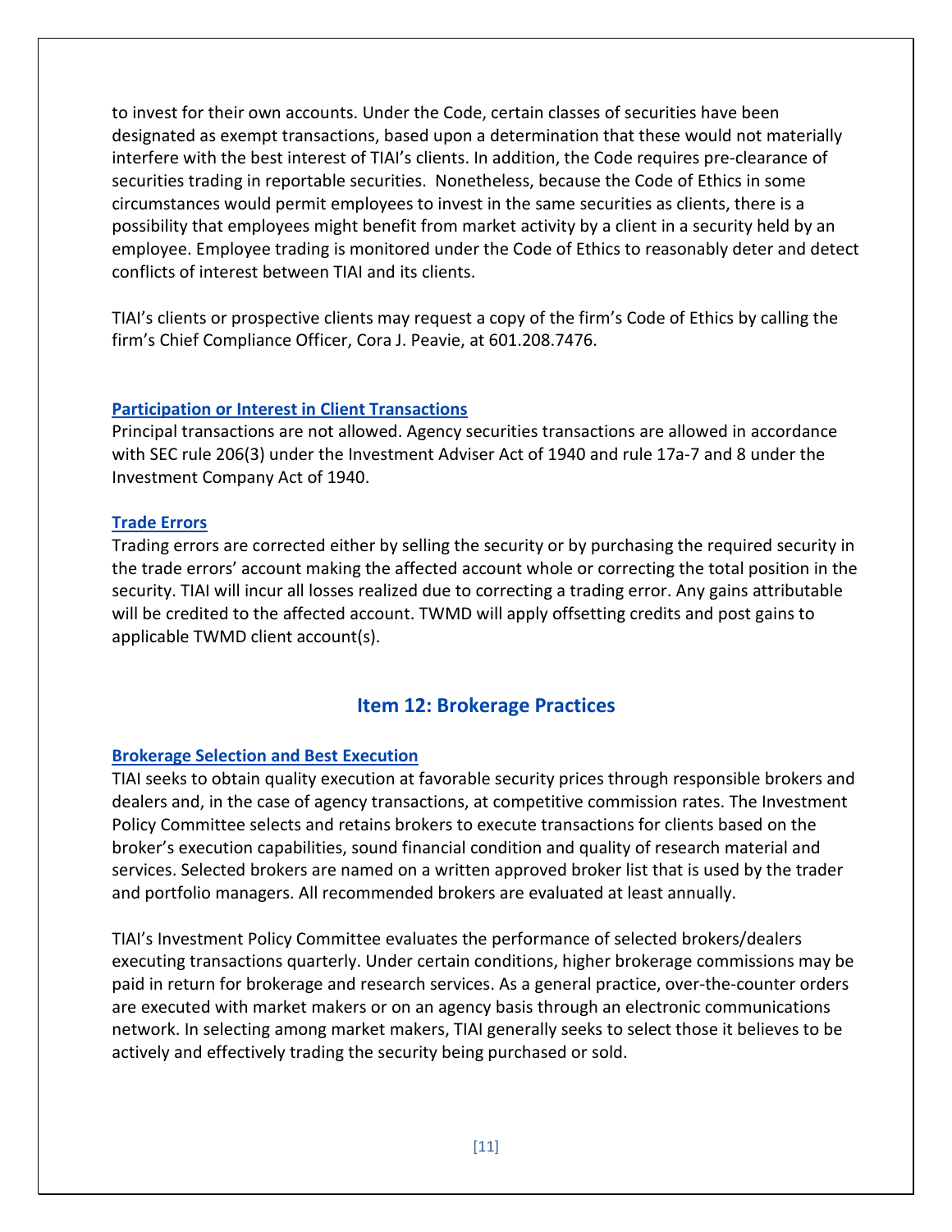to invest for their own accounts. Under the Code, certain classes of securities have been designated as exempt transactions, based upon a determination that these would not materially interfere with the best interest of TIAI's clients. In addition, the Code requires pre-clearance of securities trading in reportable securities. Nonetheless, because the Code of Ethics in some circumstances would permit employees to invest in the same securities as clients, there is a possibility that employees might benefit from market activity by a client in a security held by an employee. Employee trading is monitored under the Code of Ethics to reasonably deter and detect conflicts of interest between TIAI and its clients.

TIAI's clients or prospective clients may request a copy of the firm's Code of Ethics by calling the firm's Chief Compliance Officer, Cora J. Peavie, at 601.208.7476.

### Participation or Interest in Client Transactions

Principal transactions are not allowed. Agency securities transactions are allowed in accordance with SEC rule 206(3) under the Investment Adviser Act of 1940 and rule 17a-7 and 8 under the Investment Company Act of 1940.

### Trade Errors

Trading errors are corrected either by selling the security or by purchasing the required security in the trade errors' account making the affected account whole or correcting the total position in the security. TIAI will incur all losses realized due to correcting a trading error. Any gains attributable will be credited to the affected account. TWMD will apply offsetting credits and post gains to applicable TWMD client account(s).

## Item 12: Brokerage Practices

### Brokerage Selection and Best Execution

TIAI seeks to obtain quality execution at favorable security prices through responsible brokers and dealers and, in the case of agency transactions, at competitive commission rates. The Investment Policy Committee selects and retains brokers to execute transactions for clients based on the broker's execution capabilities, sound financial condition and quality of research material and services. Selected brokers are named on a written approved broker list that is used by the trader and portfolio managers. All recommended brokers are evaluated at least annually.

TIAI's Investment Policy Committee evaluates the performance of selected brokers/dealers executing transactions quarterly. Under certain conditions, higher brokerage commissions may be paid in return for brokerage and research services. As a general practice, over-the-counter orders are executed with market makers or on an agency basis through an electronic communications network. In selecting among market makers, TIAI generally seeks to select those it believes to be actively and effectively trading the security being purchased or sold.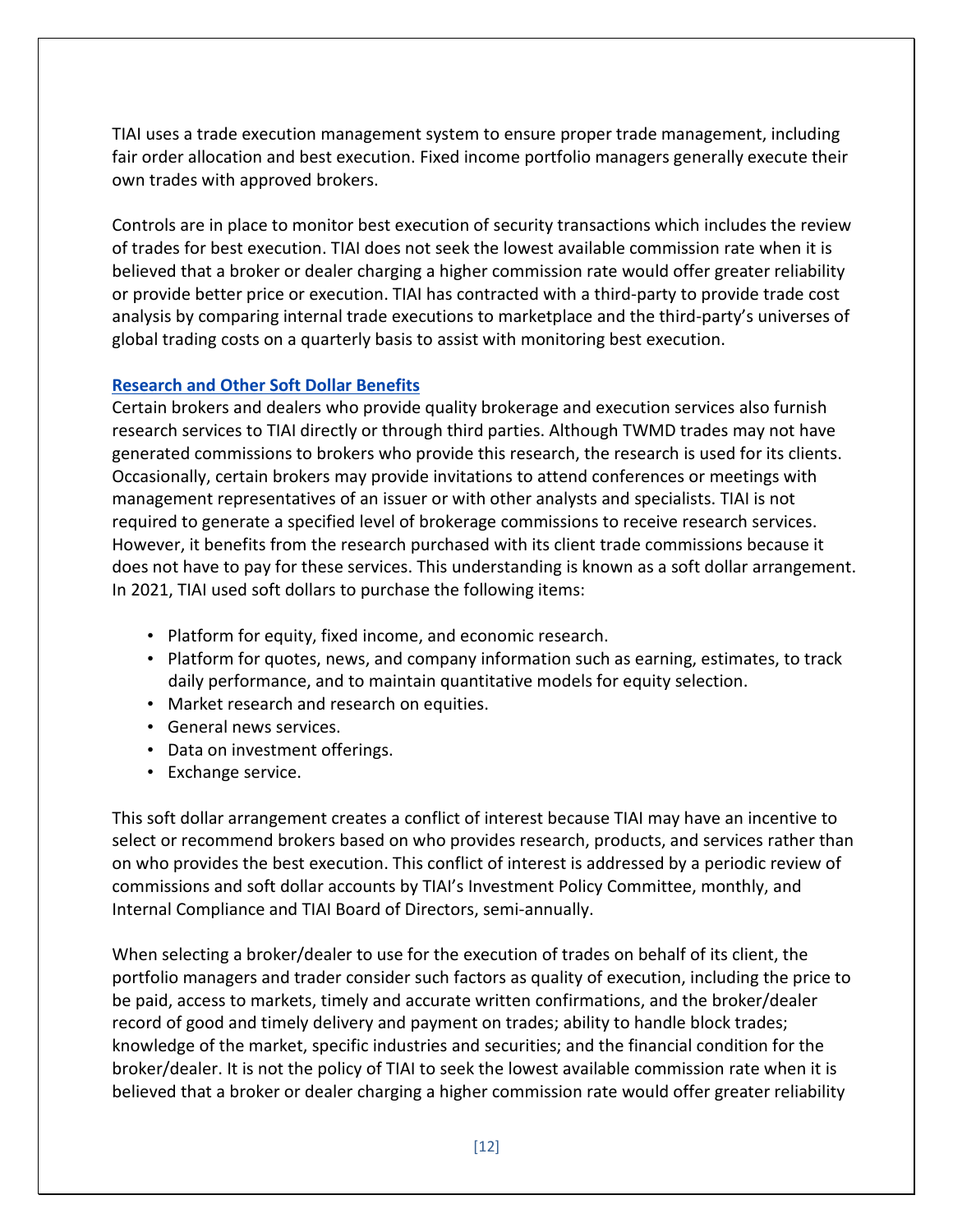TIAI uses a trade execution management system to ensure proper trade management, including fair order allocation and best execution. Fixed income portfolio managers generally execute their own trades with approved brokers.

Controls are in place to monitor best execution of security transactions which includes the review of trades for best execution. TIAI does not seek the lowest available commission rate when it is believed that a broker or dealer charging a higher commission rate would offer greater reliability or provide better price or execution. TIAI has contracted with a third-party to provide trade cost analysis by comparing internal trade executions to marketplace and the third-party's universes of global trading costs on a quarterly basis to assist with monitoring best execution.

## Research and Other Soft Dollar Benefits

Certain brokers and dealers who provide quality brokerage and execution services also furnish research services to TIAI directly or through third parties. Although TWMD trades may not have generated commissions to brokers who provide this research, the research is used for its clients. Occasionally, certain brokers may provide invitations to attend conferences or meetings with management representatives of an issuer or with other analysts and specialists. TIAI is not required to generate a specified level of brokerage commissions to receive research services. However, it benefits from the research purchased with its client trade commissions because it does not have to pay for these services. This understanding is known as a soft dollar arrangement. In 2021, TIAI used soft dollars to purchase the following items:

- Platform for equity, fixed income, and economic research.
- Platform for quotes, news, and company information such as earning, estimates, to track daily performance, and to maintain quantitative models for equity selection.
- Market research and research on equities.
- General news services.
- Data on investment offerings.
- Exchange service.

This soft dollar arrangement creates a conflict of interest because TIAI may have an incentive to select or recommend brokers based on who provides research, products, and services rather than on who provides the best execution. This conflict of interest is addressed by a periodic review of commissions and soft dollar accounts by TIAI's Investment Policy Committee, monthly, and Internal Compliance and TIAI Board of Directors, semi-annually.

When selecting a broker/dealer to use for the execution of trades on behalf of its client, the portfolio managers and trader consider such factors as quality of execution, including the price to be paid, access to markets, timely and accurate written confirmations, and the broker/dealer record of good and timely delivery and payment on trades; ability to handle block trades; knowledge of the market, specific industries and securities; and the financial condition for the broker/dealer. It is not the policy of TIAI to seek the lowest available commission rate when it is believed that a broker or dealer charging a higher commission rate would offer greater reliability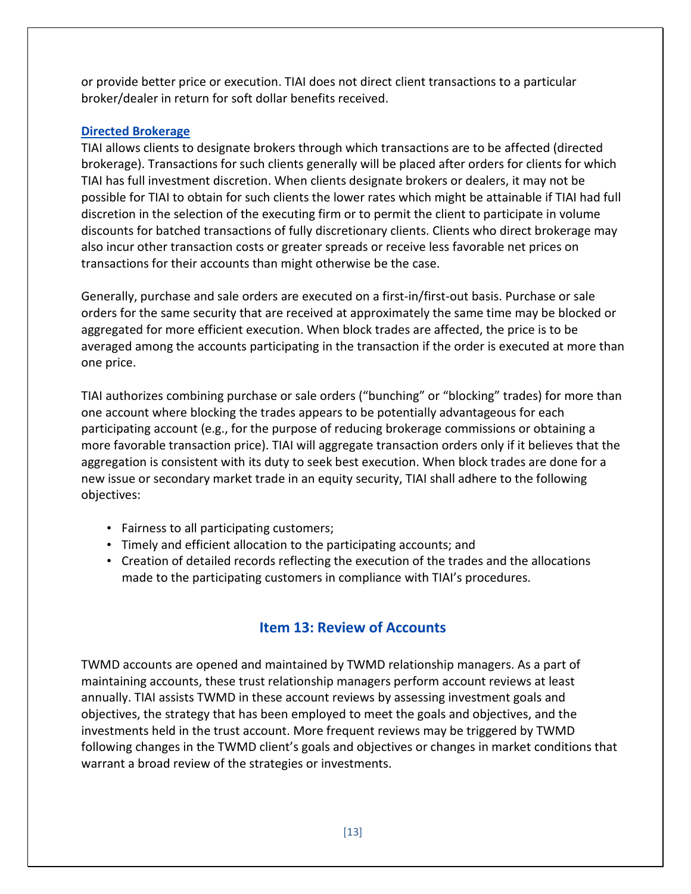or provide better price or execution. TIAI does not direct client transactions to a particular broker/dealer in return for soft dollar benefits received.

### Directed Brokerage

TIAI allows clients to designate brokers through which transactions are to be affected (directed brokerage). Transactions for such clients generally will be placed after orders for clients for which TIAI has full investment discretion. When clients designate brokers or dealers, it may not be possible for TIAI to obtain for such clients the lower rates which might be attainable if TIAI had full discretion in the selection of the executing firm or to permit the client to participate in volume discounts for batched transactions of fully discretionary clients. Clients who direct brokerage may also incur other transaction costs or greater spreads or receive less favorable net prices on transactions for their accounts than might otherwise be the case.

Generally, purchase and sale orders are executed on a first-in/first-out basis. Purchase or sale orders for the same security that are received at approximately the same time may be blocked or aggregated for more efficient execution. When block trades are affected, the price is to be averaged among the accounts participating in the transaction if the order is executed at more than one price.

TIAI authorizes combining purchase or sale orders ("bunching" or "blocking" trades) for more than one account where blocking the trades appears to be potentially advantageous for each participating account (e.g., for the purpose of reducing brokerage commissions or obtaining a more favorable transaction price). TIAI will aggregate transaction orders only if it believes that the aggregation is consistent with its duty to seek best execution. When block trades are done for a new issue or secondary market trade in an equity security, TIAI shall adhere to the following objectives:

- Fairness to all participating customers;
- Timely and efficient allocation to the participating accounts; and
- Creation of detailed records reflecting the execution of the trades and the allocations made to the participating customers in compliance with TIAI's procedures.

## Item 13: Review of Accounts

TWMD accounts are opened and maintained by TWMD relationship managers. As a part of maintaining accounts, these trust relationship managers perform account reviews at least annually. TIAI assists TWMD in these account reviews by assessing investment goals and objectives, the strategy that has been employed to meet the goals and objectives, and the investments held in the trust account. More frequent reviews may be triggered by TWMD following changes in the TWMD client's goals and objectives or changes in market conditions that warrant a broad review of the strategies or investments.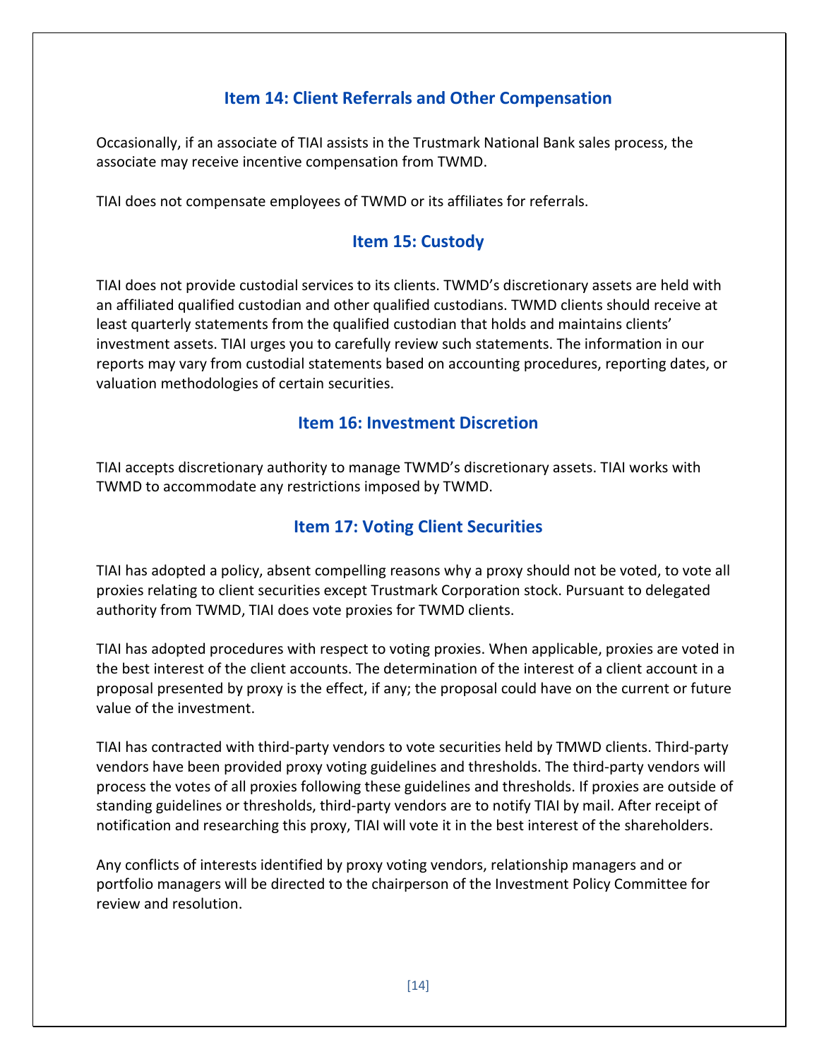## Item 14: Client Referrals and Other Compensation

Occasionally, if an associate of TIAI assists in the Trustmark National Bank sales process, the associate may receive incentive compensation from TWMD.

TIAI does not compensate employees of TWMD or its affiliates for referrals.

## Item 15: Custody

TIAI does not provide custodial services to its clients. TWMD's discretionary assets are held with an affiliated qualified custodian and other qualified custodians. TWMD clients should receive at least quarterly statements from the qualified custodian that holds and maintains clients' investment assets. TIAI urges you to carefully review such statements. The information in our reports may vary from custodial statements based on accounting procedures, reporting dates, or valuation methodologies of certain securities.

## Item 16: Investment Discretion

TIAI accepts discretionary authority to manage TWMD's discretionary assets. TIAI works with TWMD to accommodate any restrictions imposed by TWMD.

## Item 17: Voting Client Securities

TIAI has adopted a policy, absent compelling reasons why a proxy should not be voted, to vote all proxies relating to client securities except Trustmark Corporation stock. Pursuant to delegated authority from TWMD, TIAI does vote proxies for TWMD clients.

TIAI has adopted procedures with respect to voting proxies. When applicable, proxies are voted in the best interest of the client accounts. The determination of the interest of a client account in a proposal presented by proxy is the effect, if any; the proposal could have on the current or future value of the investment.

TIAI has contracted with third-party vendors to vote securities held by TMWD clients. Third-party vendors have been provided proxy voting guidelines and thresholds. The third-party vendors will process the votes of all proxies following these guidelines and thresholds. If proxies are outside of standing guidelines or thresholds, third-party vendors are to notify TIAI by mail. After receipt of notification and researching this proxy, TIAI will vote it in the best interest of the shareholders.

Any conflicts of interests identified by proxy voting vendors, relationship managers and or portfolio managers will be directed to the chairperson of the Investment Policy Committee for review and resolution.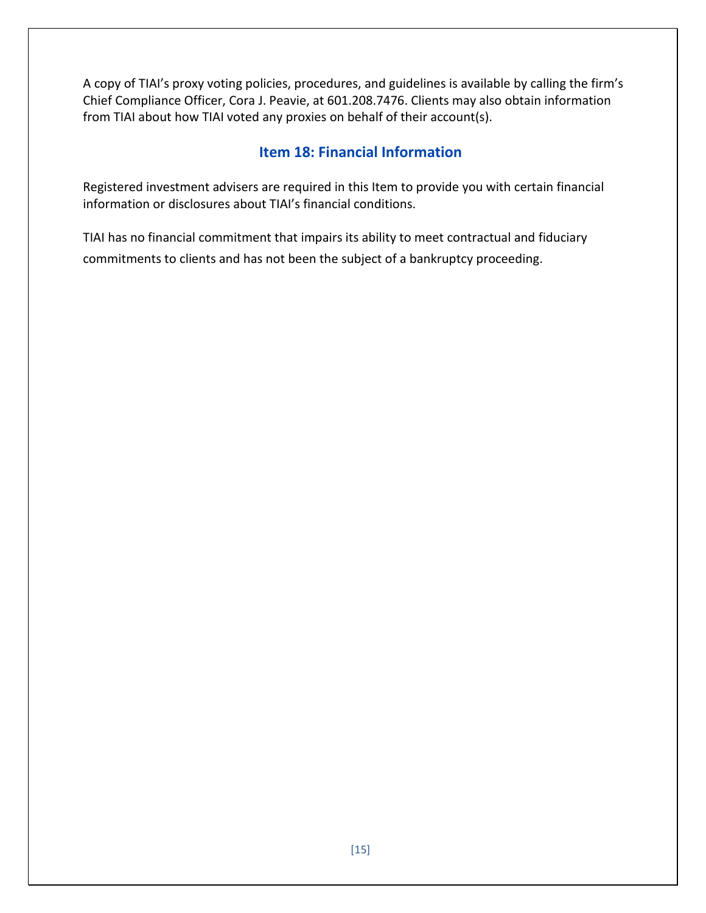A copy of TIAI's proxy voting policies, procedures, and guidelines is available by calling the firm's Chief Compliance Officer, Cora J. Peavie, at 601.208.7476. Clients may also obtain information from TIAI about how TIAI voted any proxies on behalf of their account(s).

## Item 18: Financial Information

Registered investment advisers are required in this Item to provide you with certain financial information or disclosures about TIAI's financial conditions.

TIAI has no financial commitment that impairs its ability to meet contractual and fiduciary commitments to clients and has not been the subject of a bankruptcy proceeding.